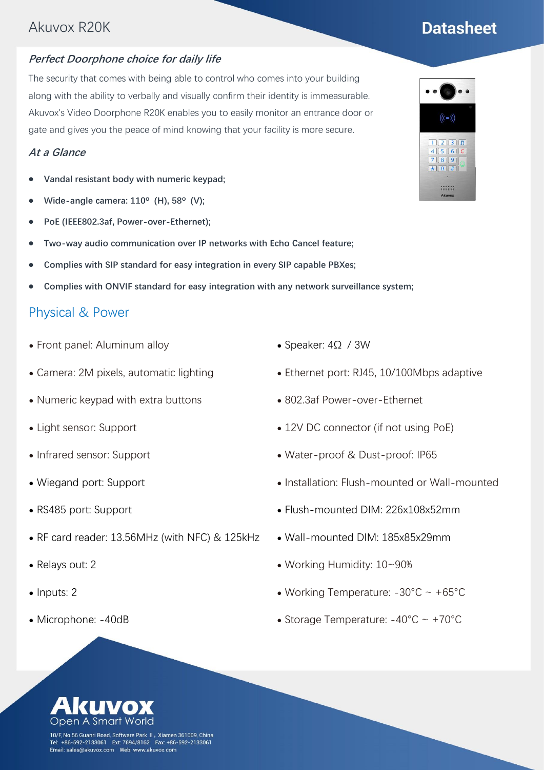# Akuvox R20K

## Datasheet

### *Perfect Doorphone choice for daily life*

The security that comes with being able to control who comes into your building along with the ability to verbally and visually confirm their identity is immeasurable. Akuvox's Video Doorphone R20K enables you to easily monitor an entrance door or gate and gives you the peace of mind knowing that your facility is more secure.

### *At a Glance*

- **Vandal resistant body with numeric keypad;**
- **Wide-angle camera: 110º (H), 58º (V);**
- **PoE (IEEE802.3af, Power-over-Ethernet);**
- **Two-way audio communication over IP networks with Echo Cancel feature;**
- **Complies with SIP standard for easy integration in every SIP capable PBXes;**
- **Complies with ONVIF standard for easy integration with any network surveillance system;**

## Physical & Power

- Front panel: Aluminum alloy
- Camera: 2M pixels, automatic lighting
- Numeric keypad with extra buttons
- Light sensor: Support
- Infrared sensor: Support
- Wiegand port: Support
- RS485 port: Support
- RF card reader: 13.56MHz (with NFC) & 125kHz
- Relays out: 2
- Inputs: 2
- Microphone: -40dB
- Speaker: 4Ω / 3W
- Ethernet port: RJ45, 10/100Mbps adaptive
- 802.3af Power-over-Ethernet
- 12V DC connector (if not using PoE)
- Water-proof & Dust-proof: IP65
- Installation: Flush-mounted or Wall-mounted
- Flush-mounted DIM: 226x108x52mm
- Wall-mounted DIM: 185x85x29mm
- Working Humidity: 10~90%
- Working Temperature: -30°C ~ +65°C
- Storage Temperature: -40°C ~ +70°C

Akuvox
Open A Smart World

10/F, No.56 Guanri Road, Software Park Ⅱ, Xiamen 361009, China
Tel: +86-592-2133061 Ext: 7694/8162 Fax: +86-592-2133061
Email: sales@akuvox.com Web: www.akuvox.com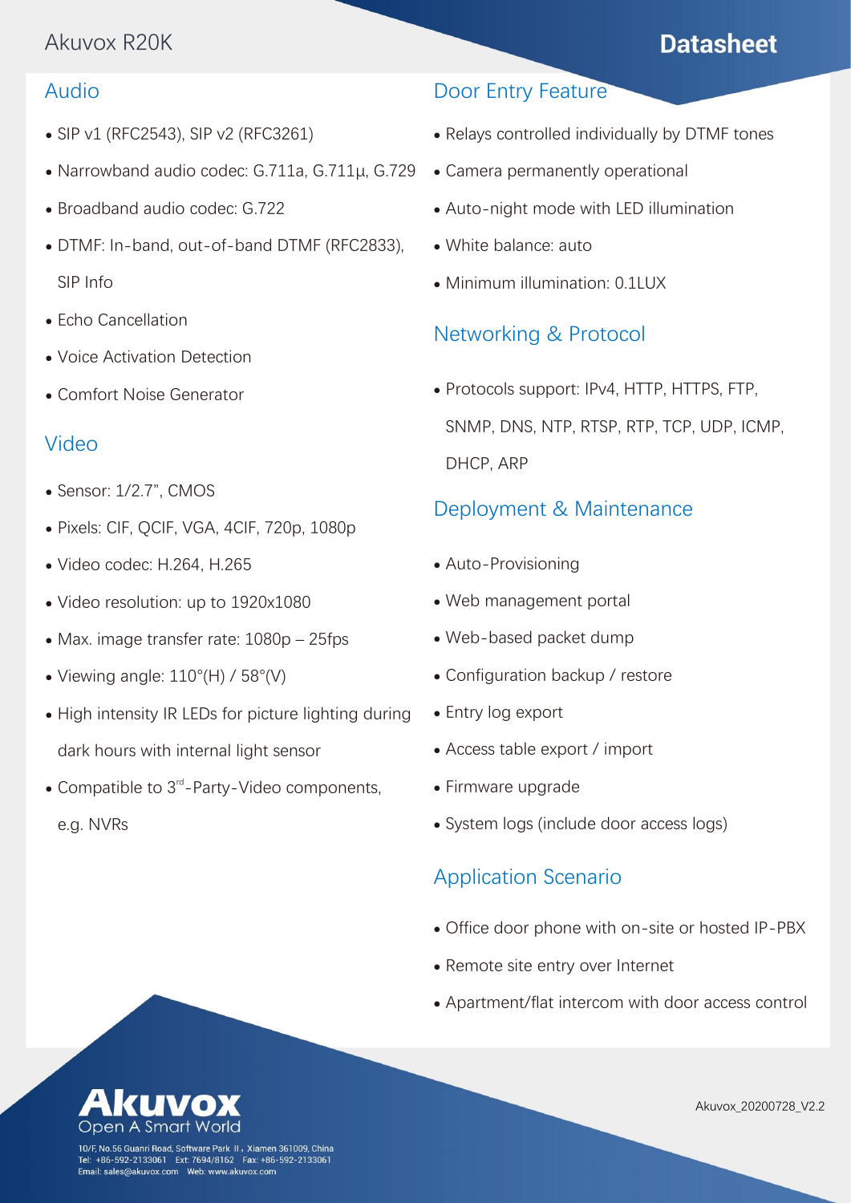## Audio

- SIP v1 (RFC2543), SIP v2 (RFC3261)
- Narrowband audio codec: G.711a, G.711µ, G.729
- Broadband audio codec: G.722
- DTMF: In-band, out-of-band DTMF (RFC2833), SIP Info
- Echo Cancellation
- Voice Activation Detection
- Comfort Noise Generator

## Video

- Sensor: 1/2.7", CMOS
- Pixels: CIF, QCIF, VGA, 4CIF, 720p, 1080p
- Video codec: H.264, H.265
- Video resolution: up to 1920x1080
- Max. image transfer rate: 1080p – 25fps
- Viewing angle: 110°(H) / 58°(V)
- High intensity IR LEDs for picture lighting during dark hours with internal light sensor
- Compatible to 3rd-Party-Video components, e.g. NVRs

## Door Entry Feature

- Relays controlled individually by DTMF tones
- Camera permanently operational
- Auto-night mode with LED illumination
- White balance: auto
- Minimum illumination: 0.1LUX

## Networking & Protocol

- Protocols support: IPv4, HTTP, HTTPS, FTP, SNMP, DNS, NTP, RTSP, RTP, TCP, UDP, ICMP, DHCP, ARP

## Deployment & Maintenance

- Auto-Provisioning
- Web management portal
- Web-based packet dump
- Configuration backup / restore
- Entry log export
- Access table export / import
- Firmware upgrade
- System logs (include door access logs)

## Application Scenario

- Office door phone with on-site or hosted IP-PBX
- Remote site entry over Internet
- Apartment/flat intercom with door access control

Akuvox
Open A Smart World

10/F, No.56 Guanri Road, Software Park II, Xiamen 361009, China
Tel: +86-592-2133061 Ext: 7694/8162 Fax: +86-592-2133061
Email: sales@akuvox.com Web: www.akuvox.com

Akuvox_20200728_V2.2